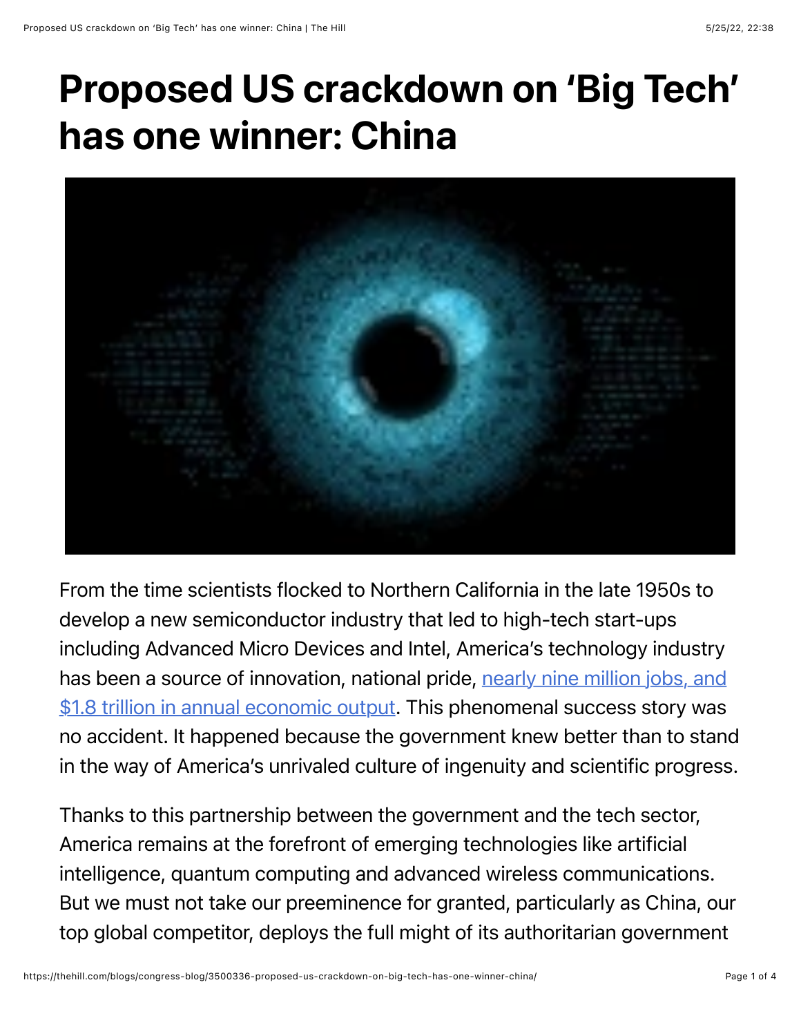# Proposed US crackdown on 'Big Tech' has one winner: China

From the time scientists flocked to Northern California in the late 1950s to develop a new semiconductor industry that led to high-tech start-ups including Advanced Micro Devices and Intel, America's technology industry has been a source of innovation, national pride, [nearly nine million jobs, and $1.8 trillion in annual economic output](). This phenomenal success story was no accident. It happened because the government knew better than to stand in the way of America's unrivaled culture of ingenuity and scientific progress.

Thanks to this partnership between the government and the tech sector, America remains at the forefront of emerging technologies like artificial intelligence, quantum computing and advanced wireless communications. But we must not take our preeminence for granted, particularly as China, our top global competitor, deploys the full might of its authoritarian government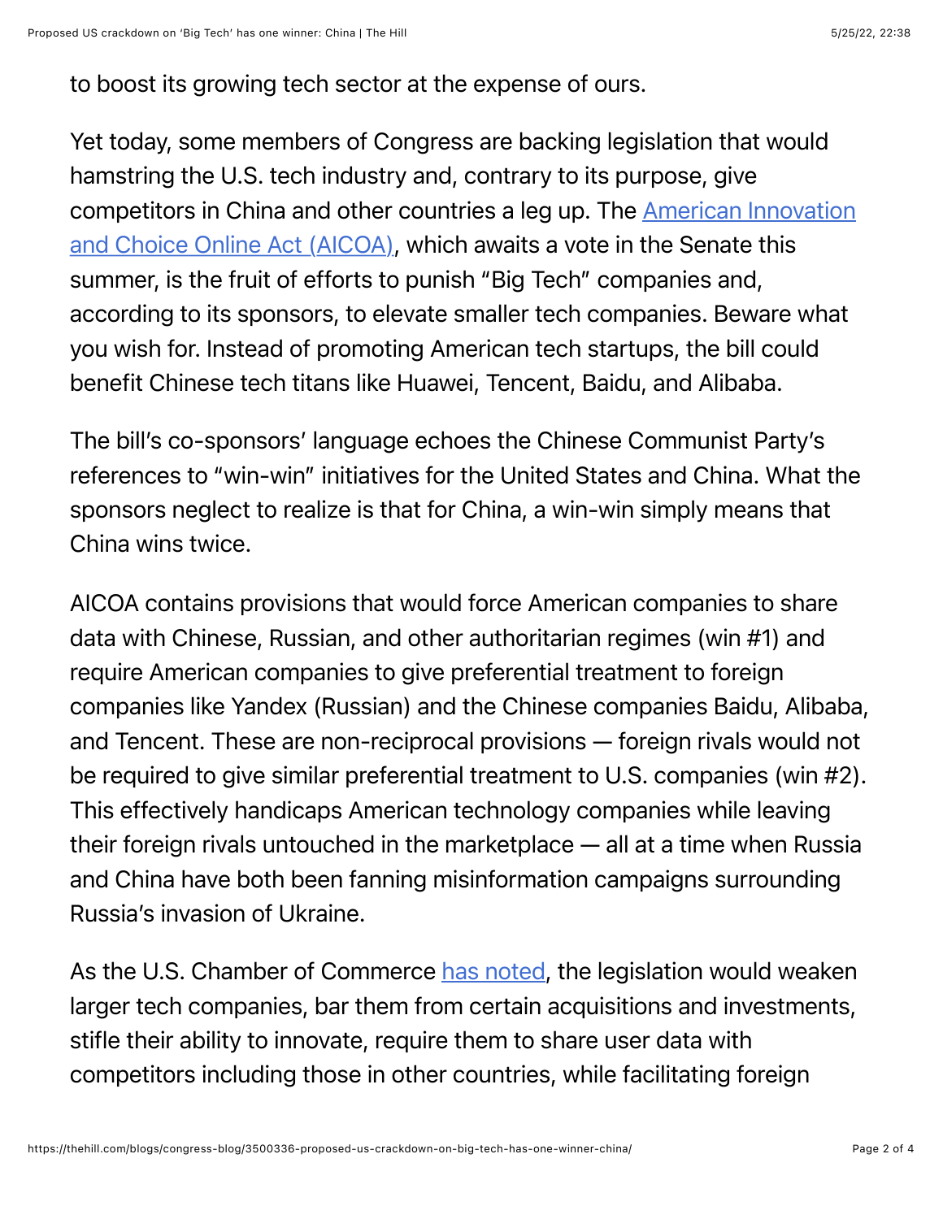to boost its growing tech sector at the expense of ours.

Yet today, some members of Congress are backing legislation that would hamstring the U.S. tech industry and, contrary to its purpose, give competitors in China and other countries a leg up. The [American Innovation and Choice Online Act (AICOA)](), which awaits a vote in the Senate this summer, is the fruit of efforts to punish "Big Tech" companies and, according to its sponsors, to elevate smaller tech companies. Beware what you wish for. Instead of promoting American tech startups, the bill could benefit Chinese tech titans like Huawei, Tencent, Baidu, and Alibaba.

The bill's co-sponsors' language echoes the Chinese Communist Party's references to "win-win" initiatives for the United States and China. What the sponsors neglect to realize is that for China, a win-win simply means that China wins twice.

AICOA contains provisions that would force American companies to share data with Chinese, Russian, and other authoritarian regimes (win #1) and require American companies to give preferential treatment to foreign companies like Yandex (Russian) and the Chinese companies Baidu, Alibaba, and Tencent. These are non-reciprocal provisions — foreign rivals would not be required to give similar preferential treatment to U.S. companies (win #2). This effectively handicaps American technology companies while leaving their foreign rivals untouched in the marketplace — all at a time when Russia and China have both been fanning misinformation campaigns surrounding Russia's invasion of Ukraine.

As the U.S. Chamber of Commerce [has noted](), the legislation would weaken larger tech companies, bar them from certain acquisitions and investments, stifle their ability to innovate, require them to share user data with competitors including those in other countries, while facilitating foreign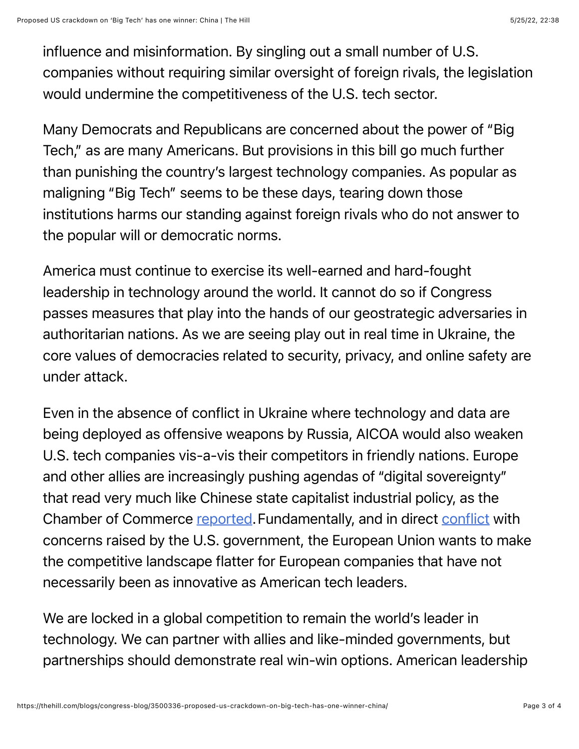influence and misinformation. By singling out a small number of U.S. companies without requiring similar oversight of foreign rivals, the legislation would undermine the competitiveness of the U.S. tech sector.

Many Democrats and Republicans are concerned about the power of "Big Tech," as are many Americans. But provisions in this bill go much further than punishing the country's largest technology companies. As popular as maligning "Big Tech" seems to be these days, tearing down those institutions harms our standing against foreign rivals who do not answer to the popular will or democratic norms.

America must continue to exercise its well-earned and hard-fought leadership in technology around the world. It cannot do so if Congress passes measures that play into the hands of our geostrategic adversaries in authoritarian nations. As we are seeing play out in real time in Ukraine, the core values of democracies related to security, privacy, and online safety are under attack.

Even in the absence of conflict in Ukraine where technology and data are being deployed as offensive weapons by Russia, AICOA would also weaken U.S. tech companies vis-a-vis their competitors in friendly nations. Europe and other allies are increasingly pushing agendas of "digital sovereignty" that read very much like Chinese state capitalist industrial policy, as the Chamber of Commerce reported. Fundamentally, and in direct conflict with concerns raised by the U.S. government, the European Union wants to make the competitive landscape flatter for European companies that have not necessarily been as innovative as American tech leaders.

We are locked in a global competition to remain the world's leader in technology. We can partner with allies and like-minded governments, but partnerships should demonstrate real win-win options. American leadership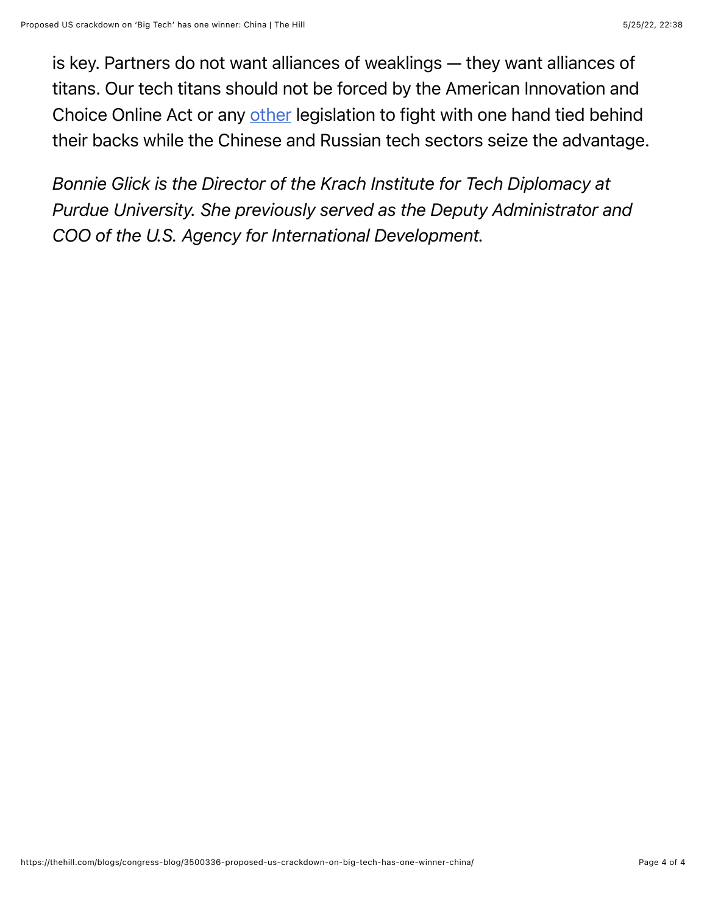is key. Partners do not want alliances of weaklings — they want alliances of titans. Our tech titans should not be forced by the American Innovation and Choice Online Act or any other legislation to fight with one hand tied behind their backs while the Chinese and Russian tech sectors seize the advantage.

*Bonnie Glick is the Director of the Krach Institute for Tech Diplomacy at Purdue University. She previously served as the Deputy Administrator and COO of the U.S. Agency for International Development.*